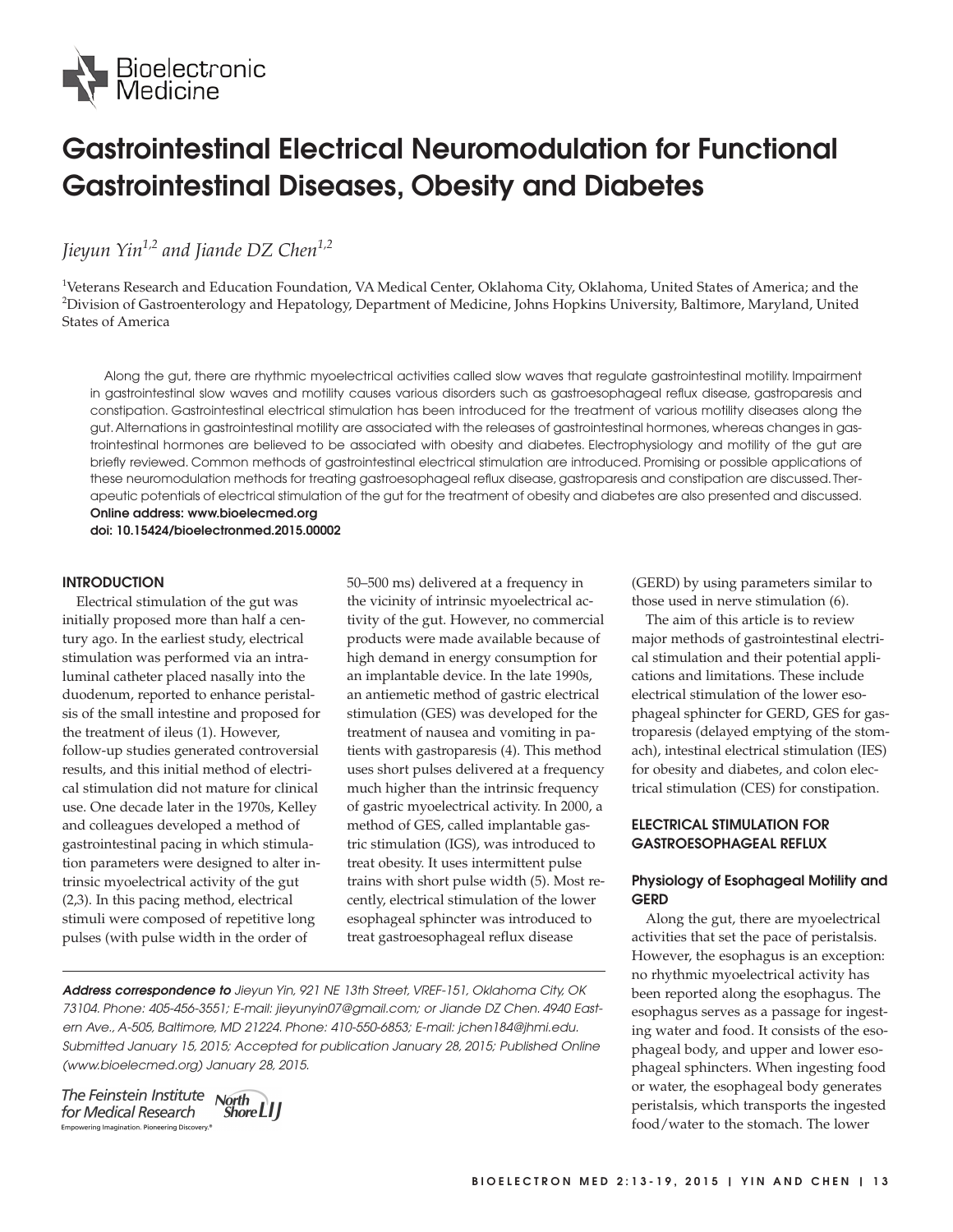# Gastrointestinal Electrical Neuromodulation for Functional Gastrointestinal Diseases, Obesity and Diabetes

*Jieyun Yin[1,2] and Jiande DZ Chen[1,2]*

[1]Veterans Research and Education Foundation, VA Medical Center, Oklahoma City, Oklahoma, United States of America; and the [2]Division of Gastroenterology and Hepatology, Department of Medicine, Johns Hopkins University, Baltimore, Maryland, United States of America

Along the gut, there are rhythmic myoelectrical activities called slow waves that regulate gastrointestinal motility. Impairment in gastrointestinal slow waves and motility causes various disorders such as gastroesophageal reflux disease, gastroparesis and constipation. Gastrointestinal electrical stimulation has been introduced for the treatment of various motility diseases along the gut. Alternations in gastrointestinal motility are associated with the releases of gastrointestinal hormones, whereas changes in gastrointestinal hormones are believed to be associated with obesity and diabetes. Electrophysiology and motility of the gut are briefly reviewed. Common methods of gastrointestinal electrical stimulation are introduced. Promising or possible applications of these neuromodulation methods for treating gastroesophageal reflux disease, gastroparesis and constipation are discussed. Therapeutic potentials of electrical stimulation of the gut for the treatment of obesity and diabetes are also presented and discussed.

**Online address: www.bioelecmed.org**
**doi: 10.15424/bioelectronmed.2015.00002**

## INTRODUCTION

Electrical stimulation of the gut was initially proposed more than half a century ago. In the earliest study, electrical stimulation was performed via an intraluminal catheter placed nasally into the duodenum, reported to enhance peristalsis of the small intestine and proposed for the treatment of ileus (1). However, follow-up studies generated controversial results, and this initial method of electrical stimulation did not mature for clinical use. One decade later in the 1970s, Kelley and colleagues developed a method of gastrointestinal pacing in which stimulation parameters were designed to alter intrinsic myoelectrical activity of the gut (2,3). In this pacing method, electrical stimuli were composed of repetitive long pulses (with pulse width in the order of 50–500 ms) delivered at a frequency in the vicinity of intrinsic myoelectrical activity of the gut. However, no commercial products were made available because of high demand in energy consumption for an implantable device. In the late 1990s, an antiemetic method of gastric electrical stimulation (GES) was developed for the treatment of nausea and vomiting in patients with gastroparesis (4). This method uses short pulses delivered at a frequency much higher than the intrinsic frequency of gastric myoelectrical activity. In 2000, a method of GES, called implantable gastric stimulation (IGS), was introduced to treat obesity. It uses intermittent pulse trains with short pulse width (5). Most recently, electrical stimulation of the lower esophageal sphincter was introduced to treat gastroesophageal reflux disease (GERD) by using parameters similar to those used in nerve stimulation (6).

The aim of this article is to review major methods of gastrointestinal electrical stimulation and their potential applications and limitations. These include electrical stimulation of the lower esophageal sphincter for GERD, GES for gastroparesis (delayed emptying of the stomach), intestinal electrical stimulation (IES) for obesity and diabetes, and colon electrical stimulation (CES) for constipation.

## ELECTRICAL STIMULATION FOR GASTROESOPHAGEAL REFLUX

### Physiology of Esophageal Motility and GERD

Along the gut, there are myoelectrical activities that set the pace of peristalsis. However, the esophagus is an exception: no rhythmic myoelectrical activity has been reported along the esophagus. The esophagus serves as a passage for ingesting water and food. It consists of the esophageal body, and upper and lower esophageal sphincters. When ingesting food or water, the esophageal body generates peristalsis, which transports the ingested food/water to the stomach. The lower

***Address correspondence to** Jieyun Yin, 921 NE 13th Street, VREF-151, Oklahoma City, OK 73104. Phone: 405-456-3551; E-mail: jieyunyin07@gmail.com; or Jiande DZ Chen. 4940 Eastern Ave., A-505, Baltimore, MD 21224. Phone: 410-550-6853; E-mail: jchen184@jhmi.edu. Submitted January 15, 2015; Accepted for publication January 28, 2015; Published Online (www.bioelecmed.org) January 28, 2015.*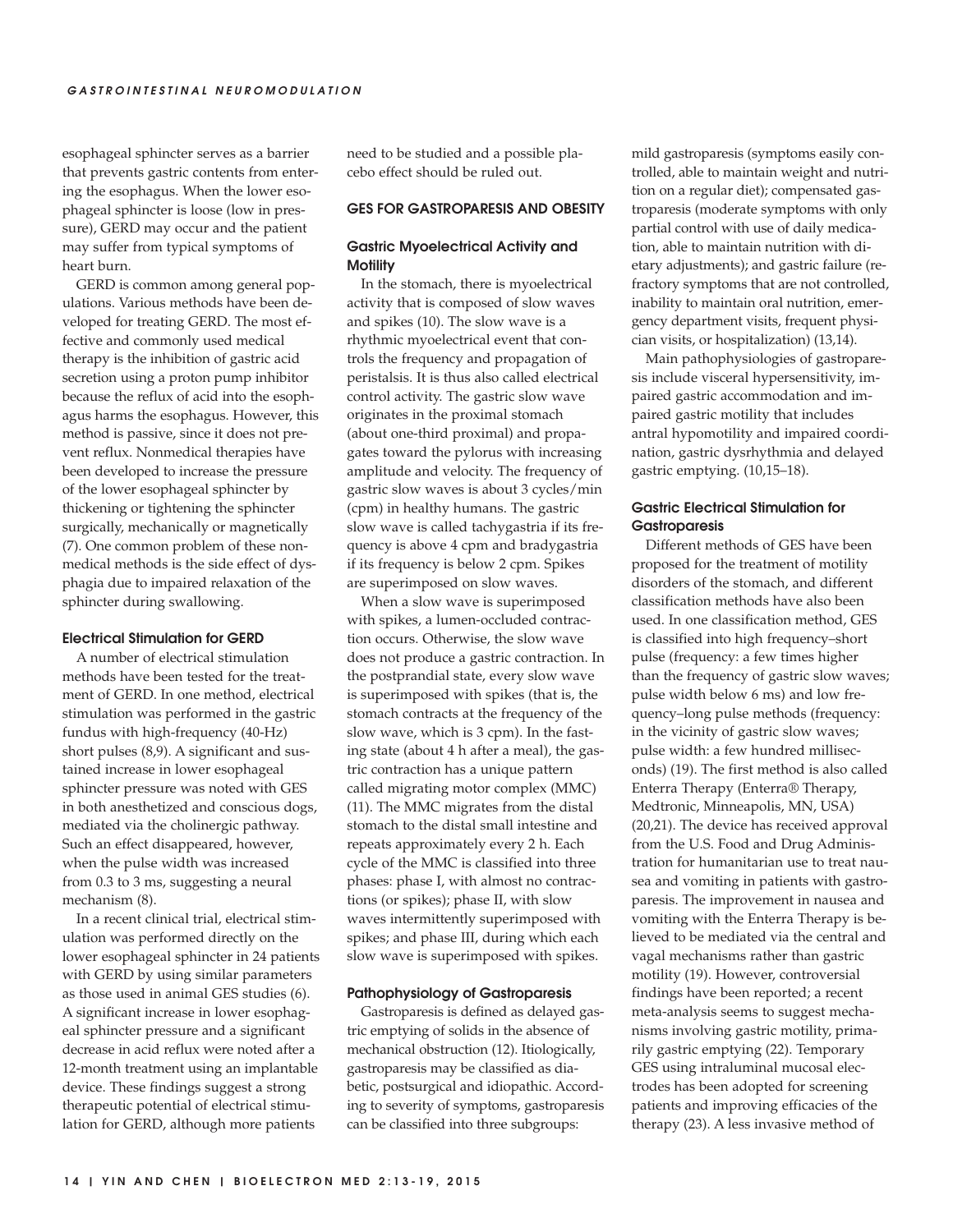esophageal sphincter serves as a barrier that prevents gastric contents from entering the esophagus. When the lower esophageal sphincter is loose (low in pressure), GERD may occur and the patient may suffer from typical symptoms of heart burn.

GERD is common among general populations. Various methods have been developed for treating GERD. The most effective and commonly used medical therapy is the inhibition of gastric acid secretion using a proton pump inhibitor because the reflux of acid into the esophagus harms the esophagus. However, this method is passive, since it does not prevent reflux. Nonmedical therapies have been developed to increase the pressure of the lower esophageal sphincter by thickening or tightening the sphincter surgically, mechanically or magnetically (7). One common problem of these nonmedical methods is the side effect of dysphagia due to impaired relaxation of the sphincter during swallowing.

### Electrical Stimulation for GERD

A number of electrical stimulation methods have been tested for the treatment of GERD. In one method, electrical stimulation was performed in the gastric fundus with high-frequency (40-Hz) short pulses (8,9). A significant and sustained increase in lower esophageal sphincter pressure was noted with GES in both anesthetized and conscious dogs, mediated via the cholinergic pathway. Such an effect disappeared, however, when the pulse width was increased from 0.3 to 3 ms, suggesting a neural mechanism (8).

In a recent clinical trial, electrical stimulation was performed directly on the lower esophageal sphincter in 24 patients with GERD by using similar parameters as those used in animal GES studies (6). A significant increase in lower esophageal sphincter pressure and a significant decrease in acid reflux were noted after a 12-month treatment using an implantable device. These findings suggest a strong therapeutic potential of electrical stimulation for GERD, although more patients need to be studied and a possible placebo effect should be ruled out.

## GES FOR GASTROPARESIS AND OBESITY

### Gastric Myoelectrical Activity and Motility

In the stomach, there is myoelectrical activity that is composed of slow waves and spikes (10). The slow wave is a rhythmic myoelectrical event that controls the frequency and propagation of peristalsis. It is thus also called electrical control activity. The gastric slow wave originates in the proximal stomach (about one-third proximal) and propagates toward the pylorus with increasing amplitude and velocity. The frequency of gastric slow waves is about 3 cycles/min (cpm) in healthy humans. The gastric slow wave is called tachygastria if its frequency is above 4 cpm and bradygastria if its frequency is below 2 cpm. Spikes are superimposed on slow waves.

When a slow wave is superimposed with spikes, a lumen-occluded contraction occurs. Otherwise, the slow wave does not produce a gastric contraction. In the postprandial state, every slow wave is superimposed with spikes (that is, the stomach contracts at the frequency of the slow wave, which is 3 cpm). In the fasting state (about 4 h after a meal), the gastric contraction has a unique pattern called migrating motor complex (MMC) (11). The MMC migrates from the distal stomach to the distal small intestine and repeats approximately every 2 h. Each cycle of the MMC is classified into three phases: phase I, with almost no contractions (or spikes); phase II, with slow waves intermittently superimposed with spikes; and phase III, during which each slow wave is superimposed with spikes.

### Pathophysiology of Gastroparesis

Gastroparesis is defined as delayed gastric emptying of solids in the absence of mechanical obstruction (12). Itiologically, gastroparesis may be classified as diabetic, postsurgical and idiopathic. According to severity of symptoms, gastroparesis can be classified into three subgroups: mild gastroparesis (symptoms easily controlled, able to maintain weight and nutrition on a regular diet); compensated gastroparesis (moderate symptoms with only partial control with use of daily medication, able to maintain nutrition with dietary adjustments); and gastric failure (refractory symptoms that are not controlled, inability to maintain oral nutrition, emergency department visits, frequent physician visits, or hospitalization) (13,14).

Main pathophysiologies of gastroparesis include visceral hypersensitivity, impaired gastric accommodation and impaired gastric motility that includes antral hypomotility and impaired coordination, gastric dysrhythmia and delayed gastric emptying. (10,15–18).

### Gastric Electrical Stimulation for Gastroparesis

Different methods of GES have been proposed for the treatment of motility disorders of the stomach, and different classification methods have also been used. In one classification method, GES is classified into high frequency–short pulse (frequency: a few times higher than the frequency of gastric slow waves; pulse width below 6 ms) and low frequency–long pulse methods (frequency: in the vicinity of gastric slow waves; pulse width: a few hundred milliseconds) (19). The first method is also called Enterra Therapy (Enterra® Therapy, Medtronic, Minneapolis, MN, USA) (20,21). The device has received approval from the U.S. Food and Drug Administration for humanitarian use to treat nausea and vomiting in patients with gastroparesis. The improvement in nausea and vomiting with the Enterra Therapy is believed to be mediated via the central and vagal mechanisms rather than gastric motility (19). However, controversial findings have been reported; a recent meta-analysis seems to suggest mechanisms involving gastric motility, primarily gastric emptying (22). Temporary GES using intraluminal mucosal electrodes has been adopted for screening patients and improving efficacies of the therapy (23). A less invasive method of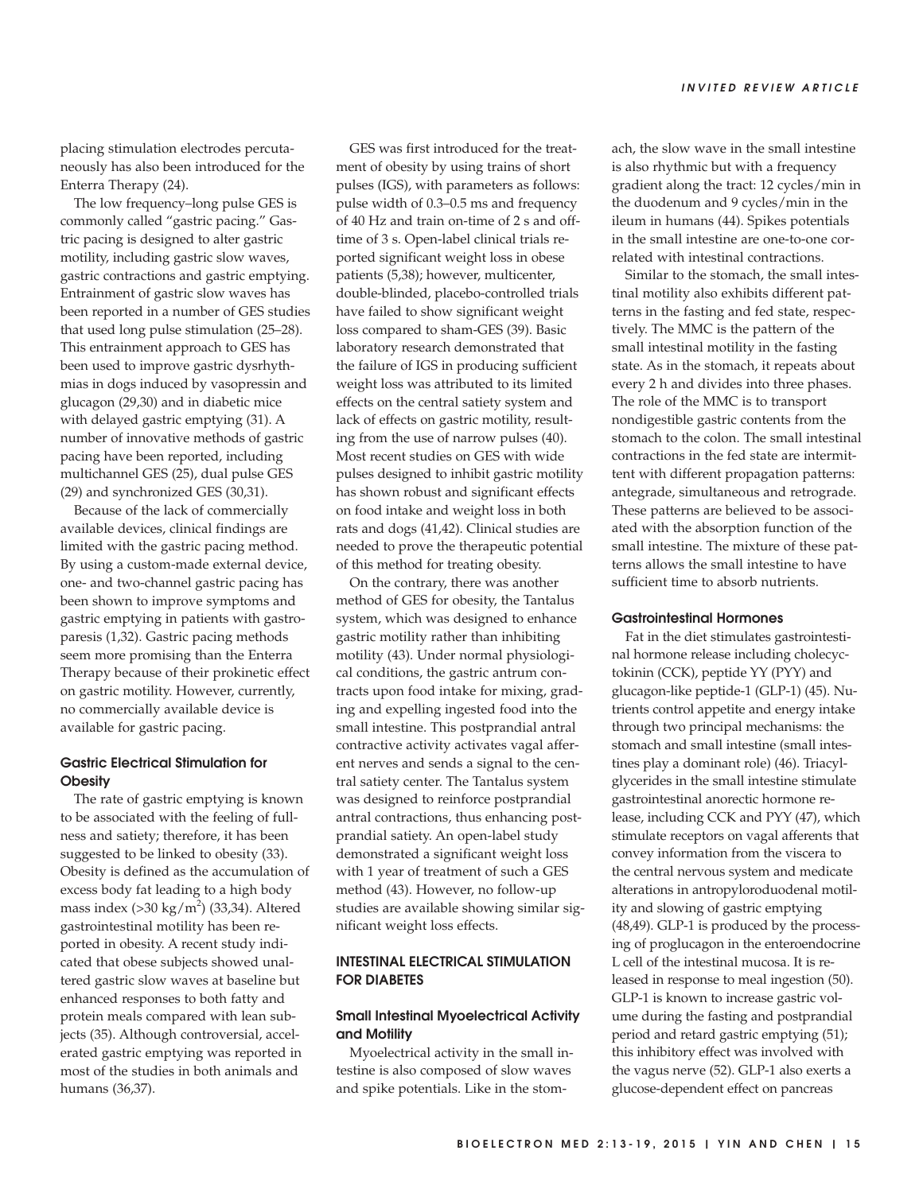placing stimulation electrodes percutaneously has also been introduced for the Enterra Therapy (24).

The low frequency–long pulse GES is commonly called "gastric pacing." Gastric pacing is designed to alter gastric motility, including gastric slow waves, gastric contractions and gastric emptying. Entrainment of gastric slow waves has been reported in a number of GES studies that used long pulse stimulation (25–28). This entrainment approach to GES has been used to improve gastric dysrhythmias in dogs induced by vasopressin and glucagon (29,30) and in diabetic mice with delayed gastric emptying (31). A number of innovative methods of gastric pacing have been reported, including multichannel GES (25), dual pulse GES (29) and synchronized GES (30,31).

Because of the lack of commercially available devices, clinical findings are limited with the gastric pacing method. By using a custom-made external device, one- and two-channel gastric pacing has been shown to improve symptoms and gastric emptying in patients with gastroparesis (1,32). Gastric pacing methods seem more promising than the Enterra Therapy because of their prokinetic effect on gastric motility. However, currently, no commercially available device is available for gastric pacing.

### Gastric Electrical Stimulation for Obesity

The rate of gastric emptying is known to be associated with the feeling of fullness and satiety; therefore, it has been suggested to be linked to obesity (33). Obesity is defined as the accumulation of excess body fat leading to a high body mass index (>30 kg/m$^2$) (33,34). Altered gastrointestinal motility has been reported in obesity. A recent study indicated that obese subjects showed unaltered gastric slow waves at baseline but enhanced responses to both fatty and protein meals compared with lean subjects (35). Although controversial, accelerated gastric emptying was reported in most of the studies in both animals and humans (36,37).

GES was first introduced for the treatment of obesity by using trains of short pulses (IGS), with parameters as follows: pulse width of 0.3–0.5 ms and frequency of 40 Hz and train on-time of 2 s and off-time of 3 s. Open-label clinical trials reported significant weight loss in obese patients (5,38); however, multicenter, double-blinded, placebo-controlled trials have failed to show significant weight loss compared to sham-GES (39). Basic laboratory research demonstrated that the failure of IGS in producing sufficient weight loss was attributed to its limited effects on the central satiety system and lack of effects on gastric motility, resulting from the use of narrow pulses (40). Most recent studies on GES with wide pulses designed to inhibit gastric motility has shown robust and significant effects on food intake and weight loss in both rats and dogs (41,42). Clinical studies are needed to prove the therapeutic potential of this method for treating obesity.

On the contrary, there was another method of GES for obesity, the Tantalus system, which was designed to enhance gastric motility rather than inhibiting motility (43). Under normal physiological conditions, the gastric antrum contracts upon food intake for mixing, grading and expelling ingested food into the small intestine. This postprandial antral contractive activity activates vagal afferent nerves and sends a signal to the central satiety center. The Tantalus system was designed to reinforce postprandial antral contractions, thus enhancing postprandial satiety. An open-label study demonstrated a significant weight loss with 1 year of treatment of such a GES method (43). However, no follow-up studies are available showing similar significant weight loss effects.

## INTESTINAL ELECTRICAL STIMULATION FOR DIABETES

### Small Intestinal Myoelectrical Activity and Motility

Myoelectrical activity in the small intestine is also composed of slow waves and spike potentials. Like in the stomach, the slow wave in the small intestine is also rhythmic but with a frequency gradient along the tract: 12 cycles/min in the duodenum and 9 cycles/min in the ileum in humans (44). Spikes potentials in the small intestine are one-to-one correlated with intestinal contractions.

Similar to the stomach, the small intestinal motility also exhibits different patterns in the fasting and fed state, respectively. The MMC is the pattern of the small intestinal motility in the fasting state. As in the stomach, it repeats about every 2 h and divides into three phases. The role of the MMC is to transport nondigestible gastric contents from the stomach to the colon. The small intestinal contractions in the fed state are intermittent with different propagation patterns: antegrade, simultaneous and retrograde. These patterns are believed to be associated with the absorption function of the small intestine. The mixture of these patterns allows the small intestine to have sufficient time to absorb nutrients.

### Gastrointestinal Hormones

Fat in the diet stimulates gastrointestinal hormone release including cholecyctokinin (CCK), peptide YY (PYY) and glucagon-like peptide-1 (GLP-1) (45). Nutrients control appetite and energy intake through two principal mechanisms: the stomach and small intestine (small intestines play a dominant role) (46). Triacylglycerides in the small intestine stimulate gastrointestinal anorectic hormone release, including CCK and PYY (47), which stimulate receptors on vagal afferents that convey information from the viscera to the central nervous system and medicate alterations in antropyloroduodenal motility and slowing of gastric emptying (48,49). GLP-1 is produced by the processing of proglucagon in the enteroendocrine L cell of the intestinal mucosa. It is released in response to meal ingestion (50). GLP-1 is known to increase gastric volume during the fasting and postprandial period and retard gastric emptying (51); this inhibitory effect was involved with the vagus nerve (52). GLP-1 also exerts a glucose-dependent effect on pancreas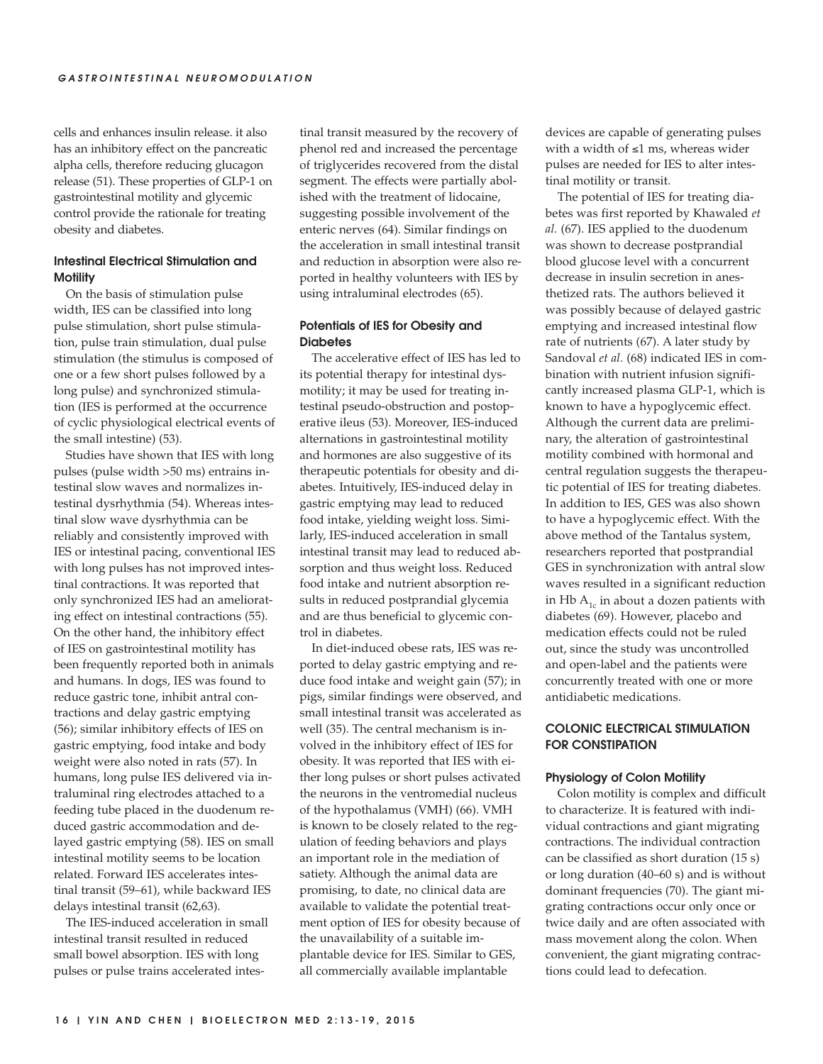cells and enhances insulin release. it also has an inhibitory effect on the pancreatic alpha cells, therefore reducing glucagon release (51). These properties of GLP-1 on gastrointestinal motility and glycemic control provide the rationale for treating obesity and diabetes.

### Intestinal Electrical Stimulation and Motility

On the basis of stimulation pulse width, IES can be classified into long pulse stimulation, short pulse stimulation, pulse train stimulation, dual pulse stimulation (the stimulus is composed of one or a few short pulses followed by a long pulse) and synchronized stimulation (IES is performed at the occurrence of cyclic physiological electrical events of the small intestine) (53).

Studies have shown that IES with long pulses (pulse width >50 ms) entrains intestinal slow waves and normalizes intestinal dysrhythmia (54). Whereas intestinal slow wave dysrhythmia can be reliably and consistently improved with IES or intestinal pacing, conventional IES with long pulses has not improved intestinal contractions. It was reported that only synchronized IES had an ameliorating effect on intestinal contractions (55). On the other hand, the inhibitory effect of IES on gastrointestinal motility has been frequently reported both in animals and humans. In dogs, IES was found to reduce gastric tone, inhibit antral contractions and delay gastric emptying (56); similar inhibitory effects of IES on gastric emptying, food intake and body weight were also noted in rats (57). In humans, long pulse IES delivered via intraluminal ring electrodes attached to a feeding tube placed in the duodenum reduced gastric accommodation and delayed gastric emptying (58). IES on small intestinal motility seems to be location related. Forward IES accelerates intestinal transit (59–61), while backward IES delays intestinal transit (62,63).

The IES-induced acceleration in small intestinal transit resulted in reduced small bowel absorption. IES with long pulses or pulse trains accelerated intestinal transit measured by the recovery of phenol red and increased the percentage of triglycerides recovered from the distal segment. The effects were partially abolished with the treatment of lidocaine, suggesting possible involvement of the enteric nerves (64). Similar findings on the acceleration in small intestinal transit and reduction in absorption were also reported in healthy volunteers with IES by using intraluminal electrodes (65).

### Potentials of IES for Obesity and Diabetes

The accelerative effect of IES has led to its potential therapy for intestinal dysmotility; it may be used for treating intestinal pseudo-obstruction and postoperative ileus (53). Moreover, IES-induced alternations in gastrointestinal motility and hormones are also suggestive of its therapeutic potentials for obesity and diabetes. Intuitively, IES-induced delay in gastric emptying may lead to reduced food intake, yielding weight loss. Similarly, IES-induced acceleration in small intestinal transit may lead to reduced absorption and thus weight loss. Reduced food intake and nutrient absorption results in reduced postprandial glycemia and are thus beneficial to glycemic control in diabetes.

In diet-induced obese rats, IES was reported to delay gastric emptying and reduce food intake and weight gain (57); in pigs, similar findings were observed, and small intestinal transit was accelerated as well (35). The central mechanism is involved in the inhibitory effect of IES for obesity. It was reported that IES with either long pulses or short pulses activated the neurons in the ventromedial nucleus of the hypothalamus (VMH) (66). VMH is known to be closely related to the regulation of feeding behaviors and plays an important role in the mediation of satiety. Although the animal data are promising, to date, no clinical data are available to validate the potential treatment option of IES for obesity because of the unavailability of a suitable implantable device for IES. Similar to GES, all commercially available implantable devices are capable of generating pulses with a width of ≤1 ms, whereas wider pulses are needed for IES to alter intestinal motility or transit.

The potential of IES for treating diabetes was first reported by Khawaled *et al.* (67). IES applied to the duodenum was shown to decrease postprandial blood glucose level with a concurrent decrease in insulin secretion in anesthetized rats. The authors believed it was possibly because of delayed gastric emptying and increased intestinal flow rate of nutrients (67). A later study by Sandoval *et al.* (68) indicated IES in combination with nutrient infusion significantly increased plasma GLP-1, which is known to have a hypoglycemic effect. Although the current data are preliminary, the alteration of gastrointestinal motility combined with hormonal and central regulation suggests the therapeutic potential of IES for treating diabetes. In addition to IES, GES was also shown to have a hypoglycemic effect. With the above method of the Tantalus system, researchers reported that postprandial GES in synchronization with antral slow waves resulted in a significant reduction in Hb $A_{1c}$ in about a dozen patients with diabetes (69). However, placebo and medication effects could not be ruled out, since the study was uncontrolled and open-label and the patients were concurrently treated with one or more antidiabetic medications.

## COLONIC ELECTRICAL STIMULATION FOR CONSTIPATION

### Physiology of Colon Motility

Colon motility is complex and difficult to characterize. It is featured with individual contractions and giant migrating contractions. The individual contraction can be classified as short duration (15 s) or long duration (40–60 s) and is without dominant frequencies (70). The giant migrating contractions occur only once or twice daily and are often associated with mass movement along the colon. When convenient, the giant migrating contractions could lead to defecation.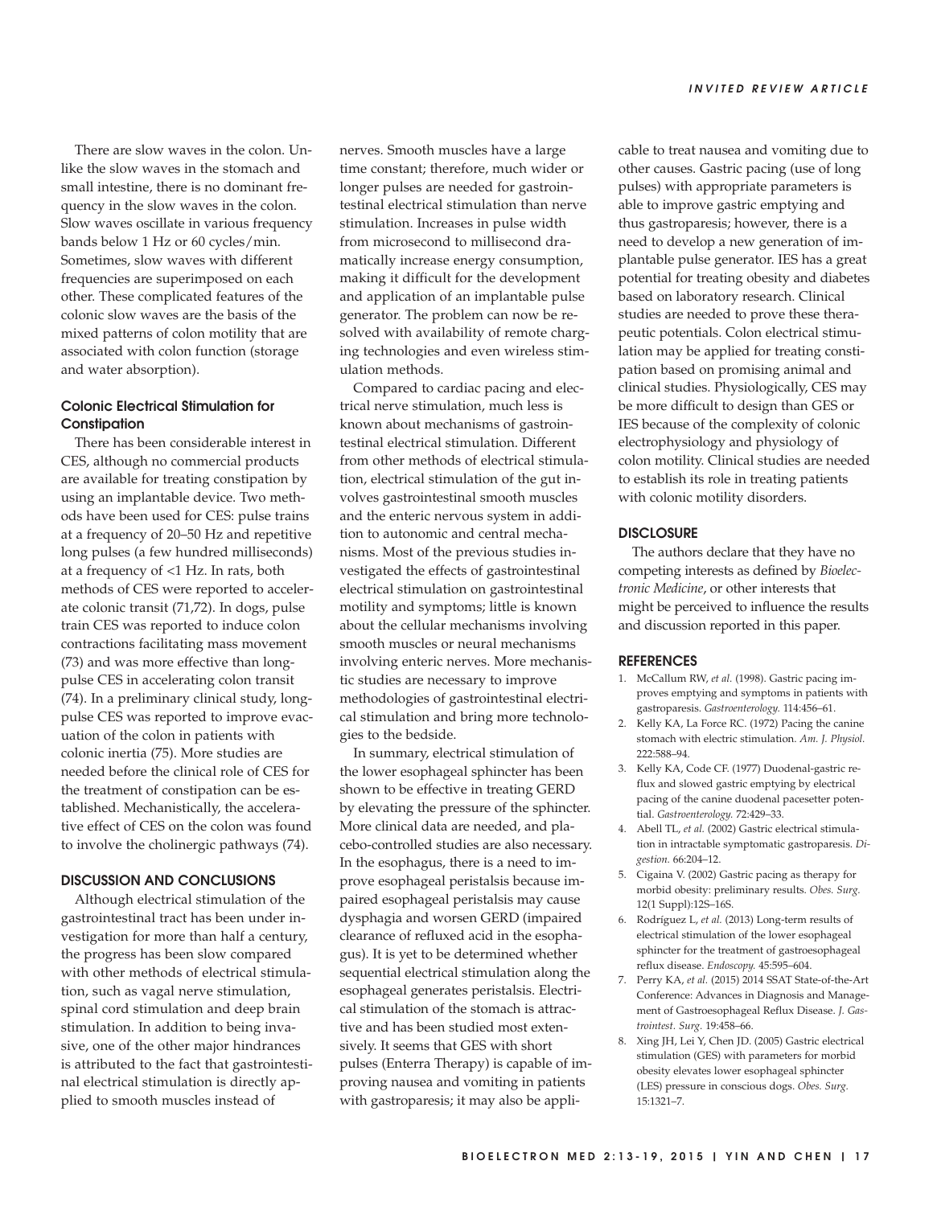There are slow waves in the colon. Unlike the slow waves in the stomach and small intestine, there is no dominant frequency in the slow waves in the colon. Slow waves oscillate in various frequency bands below 1 Hz or 60 cycles/min. Sometimes, slow waves with different frequencies are superimposed on each other. These complicated features of the colonic slow waves are the basis of the mixed patterns of colon motility that are associated with colon function (storage and water absorption).

### Colonic Electrical Stimulation for Constipation

There has been considerable interest in CES, although no commercial products are available for treating constipation by using an implantable device. Two methods have been used for CES: pulse trains at a frequency of 20–50 Hz and repetitive long pulses (a few hundred milliseconds) at a frequency of <1 Hz. In rats, both methods of CES were reported to accelerate colonic transit (71,72). In dogs, pulse train CES was reported to induce colon contractions facilitating mass movement (73) and was more effective than long-pulse CES in accelerating colon transit (74). In a preliminary clinical study, long-pulse CES was reported to improve evacuation of the colon in patients with colonic inertia (75). More studies are needed before the clinical role of CES for the treatment of constipation can be established. Mechanistically, the accelerative effect of CES on the colon was found to involve the cholinergic pathways (74).

## DISCUSSION AND CONCLUSIONS

Although electrical stimulation of the gastrointestinal tract has been under investigation for more than half a century, the progress has been slow compared with other methods of electrical stimulation, such as vagal nerve stimulation, spinal cord stimulation and deep brain stimulation. In addition to being invasive, one of the other major hindrances is attributed to the fact that gastrointestinal electrical stimulation is directly applied to smooth muscles instead of nerves. Smooth muscles have a large time constant; therefore, much wider or longer pulses are needed for gastrointestinal electrical stimulation than nerve stimulation. Increases in pulse width from microsecond to millisecond dramatically increase energy consumption, making it difficult for the development and application of an implantable pulse generator. The problem can now be resolved with availability of remote charging technologies and even wireless stimulation methods.

Compared to cardiac pacing and electrical nerve stimulation, much less is known about mechanisms of gastrointestinal electrical stimulation. Different from other methods of electrical stimulation, electrical stimulation of the gut involves gastrointestinal smooth muscles and the enteric nervous system in addition to autonomic and central mechanisms. Most of the previous studies investigated the effects of gastrointestinal electrical stimulation on gastrointestinal motility and symptoms; little is known about the cellular mechanisms involving smooth muscles or neural mechanisms involving enteric nerves. More mechanistic studies are necessary to improve methodologies of gastrointestinal electrical stimulation and bring more technologies to the bedside.

In summary, electrical stimulation of the lower esophageal sphincter has been shown to be effective in treating GERD by elevating the pressure of the sphincter. More clinical data are needed, and placebo-controlled studies are also necessary. In the esophagus, there is a need to improve esophageal peristalsis because impaired esophageal peristalsis may cause dysphagia and worsen GERD (impaired clearance of refluxed acid in the esophagus). It is yet to be determined whether sequential electrical stimulation along the esophageal generates peristalsis. Electrical stimulation of the stomach is attractive and has been studied most extensively. It seems that GES with short pulses (Enterra Therapy) is capable of improving nausea and vomiting in patients with gastroparesis; it may also be applicable to treat nausea and vomiting due to other causes. Gastric pacing (use of long pulses) with appropriate parameters is able to improve gastric emptying and thus gastroparesis; however, there is a need to develop a new generation of implantable pulse generator. IES has a great potential for treating obesity and diabetes based on laboratory research. Clinical studies are needed to prove these therapeutic potentials. Colon electrical stimulation may be applied for treating constipation based on promising animal and clinical studies. Physiologically, CES may be more difficult to design than GES or IES because of the complexity of colonic electrophysiology and physiology of colon motility. Clinical studies are needed to establish its role in treating patients with colonic motility disorders.

## DISCLOSURE

The authors declare that they have no competing interests as defined by *Bioelectronic Medicine*, or other interests that might be perceived to influence the results and discussion reported in this paper.

## REFERENCES

1. McCallum RW, *et al.* (1998). Gastric pacing improves emptying and symptoms in patients with gastroparesis. *Gastroenterology.* 114:456–61.
2. Kelly KA, La Force RC. (1972) Pacing the canine stomach with electric stimulation. *Am. J. Physiol.* 222:588–94.
3. Kelly KA, Code CF. (1977) Duodenal-gastric reflux and slowed gastric emptying by electrical pacing of the canine duodenal pacesetter potential. *Gastroenterology.* 72:429–33.
4. Abell TL, *et al.* (2002) Gastric electrical stimulation in intractable symptomatic gastroparesis. *Digestion.* 66:204–12.
5. Cigaina V. (2002) Gastric pacing as therapy for morbid obesity: preliminary results. *Obes. Surg.* 12(1 Suppl):12S–16S.
6. Rodríguez L, *et al.* (2013) Long-term results of electrical stimulation of the lower esophageal sphincter for the treatment of gastroesophageal reflux disease. *Endoscopy.* 45:595–604.
7. Perry KA, *et al.* (2015) 2014 SSAT State-of-the-Art Conference: Advances in Diagnosis and Management of Gastroesophageal Reflux Disease. *J. Gastrointest. Surg.* 19:458–66.
8. Xing JH, Lei Y, Chen JD. (2005) Gastric electrical stimulation (GES) with parameters for morbid obesity elevates lower esophageal sphincter (LES) pressure in conscious dogs. *Obes. Surg.* 15:1321–7.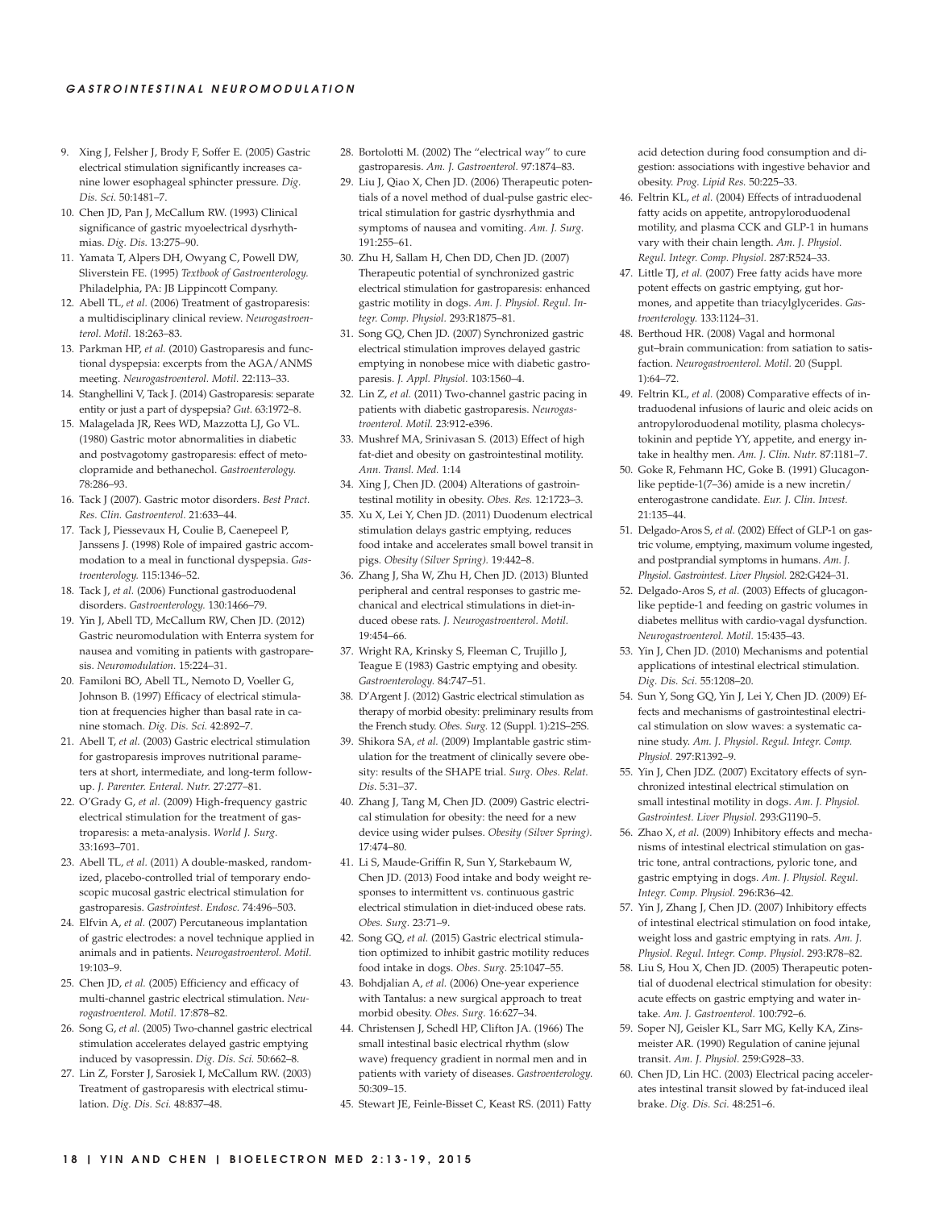9. Xing J, Felsher J, Brody F, Soffer E. (2005) Gastric electrical stimulation significantly increases canine lower esophageal sphincter pressure. *Dig. Dis. Sci.* 50:1481–7.
10. Chen JD, Pan J, McCallum RW. (1993) Clinical significance of gastric myoelectrical dysrhythmias. *Dig. Dis.* 13:275–90.
11. Yamata T, Alpers DH, Owyang C, Powell DW, Sliverstein FE. (1995) *Textbook of Gastroenterology.* Philadelphia, PA: JB Lippincott Company.
12. Abell TL, *et al.* (2006) Treatment of gastroparesis: a multidisciplinary clinical review. *Neurogastroenterol. Motil.* 18:263–83.
13. Parkman HP, *et al.* (2010) Gastroparesis and functional dyspepsia: excerpts from the AGA/ANMS meeting. *Neurogastroenterol. Motil.* 22:113–33.
14. Stanghellini V, Tack J. (2014) Gastroparesis: separate entity or just a part of dyspepsia? *Gut.* 63:1972–8.
15. Malagelada JR, Rees WD, Mazzotta LJ, Go VL. (1980) Gastric motor abnormalities in diabetic and postvagotomy gastroparesis: effect of metoclopramide and bethanechol. *Gastroenterology.* 78:286–93.
16. Tack J (2007). Gastric motor disorders. *Best Pract. Res. Clin. Gastroenterol.* 21:633–44.
17. Tack J, Piessevaux H, Coulie B, Caenepeel P, Janssens J. (1998) Role of impaired gastric accommodation to a meal in functional dyspepsia. *Gastroenterology.* 115:1346–52.
18. Tack J, *et al.* (2006) Functional gastroduodenal disorders. *Gastroenterology.* 130:1466–79.
19. Yin J, Abell TD, McCallum RW, Chen JD. (2012) Gastric neuromodulation with Enterra system for nausea and vomiting in patients with gastroparesis. *Neuromodulation.* 15:224–31.
20. Familoni BO, Abell TL, Nemoto D, Voeller G, Johnson B. (1997) Efficacy of electrical stimulation at frequencies higher than basal rate in canine stomach. *Dig. Dis. Sci.* 42:892–7.
21. Abell T, *et al.* (2003) Gastric electrical stimulation for gastroparesis improves nutritional parameters at short, intermediate, and long-term follow-up. *J. Parenter. Enteral. Nutr.* 27:277–81.
22. O'Grady G, *et al.* (2009) High-frequency gastric electrical stimulation for the treatment of gastroparesis: a meta-analysis. *World J. Surg.* 33:1693–701.
23. Abell TL, *et al.* (2011) A double-masked, randomized, placebo-controlled trial of temporary endoscopic mucosal gastric electrical stimulation for gastroparesis. *Gastrointest. Endosc.* 74:496–503.
24. Elfvin A, *et al.* (2007) Percutaneous implantation of gastric electrodes: a novel technique applied in animals and in patients. *Neurogastroenterol. Motil.* 19:103–9.
25. Chen JD, *et al.* (2005) Efficiency and efficacy of multi-channel gastric electrical stimulation. *Neurogastroenterol. Motil.* 17:878–82.
26. Song G, *et al.* (2005) Two-channel gastric electrical stimulation accelerates delayed gastric emptying induced by vasopressin. *Dig. Dis. Sci.* 50:662–8.
27. Lin Z, Forster J, Sarosiek I, McCallum RW. (2003) Treatment of gastroparesis with electrical stimulation. *Dig. Dis. Sci.* 48:837–48.
28. Bortolotti M. (2002) The "electrical way" to cure gastroparesis. *Am. J. Gastroenterol.* 97:1874–83.
29. Liu J, Qiao X, Chen JD. (2006) Therapeutic potentials of a novel method of dual-pulse gastric electrical stimulation for gastric dysrhythmia and symptoms of nausea and vomiting. *Am. J. Surg.* 191:255–61.
30. Zhu H, Sallam H, Chen DD, Chen JD. (2007) Therapeutic potential of synchronized gastric electrical stimulation for gastroparesis: enhanced gastric motility in dogs. *Am. J. Physiol. Regul. Integr. Comp. Physiol.* 293:R1875–81.
31. Song GQ, Chen JD. (2007) Synchronized gastric electrical stimulation improves delayed gastric emptying in nonobese mice with diabetic gastroparesis. *J. Appl. Physiol.* 103:1560–4.
32. Lin Z, *et al.* (2011) Two-channel gastric pacing in patients with diabetic gastroparesis. *Neurogastroenterol. Motil.* 23:912-e396.
33. Mushref MA, Srinivasan S. (2013) Effect of high fat-diet and obesity on gastrointestinal motility. *Ann. Transl. Med.* 1:14
34. Xing J, Chen JD. (2004) Alterations of gastrointestinal motility in obesity. *Obes. Res.* 12:1723–3.
35. Xu X, Lei Y, Chen JD. (2011) Duodenum electrical stimulation delays gastric emptying, reduces food intake and accelerates small bowel transit in pigs. *Obesity (Silver Spring).* 19:442–8.
36. Zhang J, Sha W, Zhu H, Chen JD. (2013) Blunted peripheral and central responses to gastric mechanical and electrical stimulations in diet-induced obese rats. *J. Neurogastroenterol. Motil.* 19:454–66.
37. Wright RA, Krinsky S, Fleeman C, Trujillo J, Teague E (1983) Gastric emptying and obesity. *Gastroenterology.* 84:747–51.
38. D'Argent J. (2012) Gastric electrical stimulation as therapy of morbid obesity: preliminary results from the French study. *Obes. Surg.* 12 (Suppl. 1):21S–25S.
39. Shikora SA, *et al.* (2009) Implantable gastric stimulation for the treatment of clinically severe obesity: results of the SHAPE trial. *Surg. Obes. Relat. Dis.* 5:31–37.
40. Zhang J, Tang M, Chen JD. (2009) Gastric electrical stimulation for obesity: the need for a new device using wider pulses. *Obesity (Silver Spring).* 17:474–80.
41. Li S, Maude-Griffin R, Sun Y, Starkebaum W, Chen JD. (2013) Food intake and body weight responses to intermittent vs. continuous gastric electrical stimulation in diet-induced obese rats. *Obes. Surg.* 23:71–9.
42. Song GQ, *et al.* (2015) Gastric electrical stimulation optimized to inhibit gastric motility reduces food intake in dogs. *Obes. Surg.* 25:1047–55.
43. Bohdjalian A, *et al.* (2006) One-year experience with Tantalus: a new surgical approach to treat morbid obesity. *Obes. Surg.* 16:627–34.
44. Christensen J, Schedl HP, Clifton JA. (1966) The small intestinal basic electrical rhythm (slow wave) frequency gradient in normal men and in patients with variety of diseases. *Gastroenterology.* 50:309–15.
45. Stewart JE, Feinle-Bisset C, Keast RS. (2011) Fatty acid detection during food consumption and digestion: associations with ingestive behavior and obesity. *Prog. Lipid Res.* 50:225–33.
46. Feltrin KL, *et al.* (2004) Effects of intraduodenal fatty acids on appetite, antropyloroduodenal motility, and plasma CCK and GLP-1 in humans vary with their chain length. *Am. J. Physiol. Regul. Integr. Comp. Physiol.* 287:R524–33.
47. Little TJ, *et al.* (2007) Free fatty acids have more potent effects on gastric emptying, gut hormones, and appetite than triacylglycerides. *Gastroenterology.* 133:1124–31.
48. Berthoud HR. (2008) Vagal and hormonal gut–brain communication: from satiation to satisfaction. *Neurogastroenterol. Motil.* 20 (Suppl. 1):64–72.
49. Feltrin KL, *et al.* (2008) Comparative effects of intraduodenal infusions of lauric and oleic acids on antropyloroduodenal motility, plasma cholecystokinin and peptide YY, appetite, and energy intake in healthy men. *Am. J. Clin. Nutr.* 87:1181–7.
50. Goke R, Fehmann HC, Goke B. (1991) Glucagon-like peptide-1(7–36) amide is a new incretin/enterogastrone candidate. *Eur. J. Clin. Invest.* 21:135–44.
51. Delgado-Aros S, *et al.* (2002) Effect of GLP-1 on gastric volume, emptying, maximum volume ingested, and postprandial symptoms in humans. *Am. J. Physiol. Gastrointest. Liver Physiol.* 282:G424–31.
52. Delgado-Aros S, *et al.* (2003) Effects of glucagon-like peptide-1 and feeding on gastric volumes in diabetes mellitus with cardio-vagal dysfunction. *Neurogastroenterol. Motil.* 15:435–43.
53. Yin J, Chen JD. (2010) Mechanisms and potential applications of intestinal electrical stimulation. *Dig. Dis. Sci.* 55:1208–20.
54. Sun Y, Song GQ, Yin J, Lei Y, Chen JD. (2009) Effects and mechanisms of gastrointestinal electrical stimulation on slow waves: a systematic canine study. *Am. J. Physiol. Regul. Integr. Comp. Physiol.* 297:R1392–9.
55. Yin J, Chen JDZ. (2007) Excitatory effects of synchronized intestinal electrical stimulation on small intestinal motility in dogs. *Am. J. Physiol. Gastrointest. Liver Physiol.* 293:G1190–5.
56. Zhao X, *et al.* (2009) Inhibitory effects and mechanisms of intestinal electrical stimulation on gastric tone, antral contractions, pyloric tone, and gastric emptying in dogs. *Am. J. Physiol. Regul. Integr. Comp. Physiol.* 296:R36–42.
57. Yin J, Zhang J, Chen JD. (2007) Inhibitory effects of intestinal electrical stimulation on food intake, weight loss and gastric emptying in rats. *Am. J. Physiol. Regul. Integr. Comp. Physiol.* 293:R78–82.
58. Liu S, Hou X, Chen JD. (2005) Therapeutic potential of duodenal electrical stimulation for obesity: acute effects on gastric emptying and water intake. *Am. J. Gastroenterol.* 100:792–6.
59. Soper NJ, Geisler KL, Sarr MG, Kelly KA, Zinsmeister AR. (1990) Regulation of canine jejunal transit. *Am. J. Physiol.* 259:G928–33.
60. Chen JD, Lin HC. (2003) Electrical pacing accelerates intestinal transit slowed by fat-induced ileal brake. *Dig. Dis. Sci.* 48:251–6.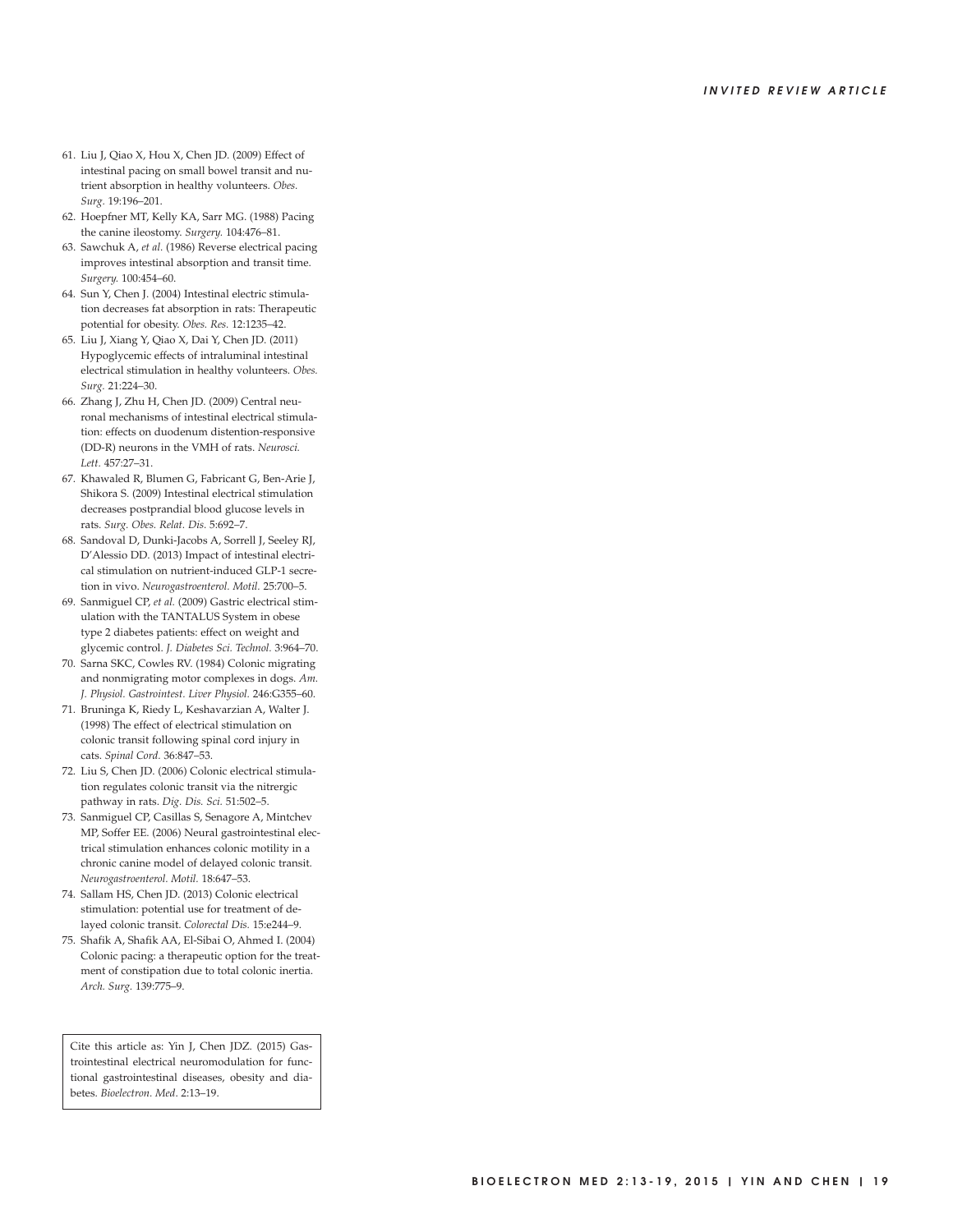61. Liu J, Qiao X, Hou X, Chen JD. (2009) Effect of intestinal pacing on small bowel transit and nutrient absorption in healthy volunteers. *Obes. Surg.* 19:196–201.
62. Hoepfner MT, Kelly KA, Sarr MG. (1988) Pacing the canine ileostomy. *Surgery.* 104:476–81.
63. Sawchuk A, *et al.* (1986) Reverse electrical pacing improves intestinal absorption and transit time. *Surgery.* 100:454–60.
64. Sun Y, Chen J. (2004) Intestinal electric stimulation decreases fat absorption in rats: Therapeutic potential for obesity. *Obes. Res.* 12:1235–42.
65. Liu J, Xiang Y, Qiao X, Dai Y, Chen JD. (2011) Hypoglycemic effects of intraluminal intestinal electrical stimulation in healthy volunteers. *Obes. Surg.* 21:224–30.
66. Zhang J, Zhu H, Chen JD. (2009) Central neuronal mechanisms of intestinal electrical stimulation: effects on duodenum distention-responsive (DD-R) neurons in the VMH of rats. *Neurosci. Lett.* 457:27–31.
67. Khawaled R, Blumen G, Fabricant G, Ben-Arie J, Shikora S. (2009) Intestinal electrical stimulation decreases postprandial blood glucose levels in rats. *Surg. Obes. Relat. Dis.* 5:692–7.
68. Sandoval D, Dunki-Jacobs A, Sorrell J, Seeley RJ, D'Alessio DD. (2013) Impact of intestinal electrical stimulation on nutrient-induced GLP-1 secretion in vivo. *Neurogastroenterol. Motil.* 25:700–5.
69. Sanmiguel CP, *et al.* (2009) Gastric electrical stimulation with the TANTALUS System in obese type 2 diabetes patients: effect on weight and glycemic control. *J. Diabetes Sci. Technol.* 3:964–70.
70. Sarna SKC, Cowles RV. (1984) Colonic migrating and nonmigrating motor complexes in dogs. *Am. J. Physiol. Gastrointest. Liver Physiol.* 246:G355–60.
71. Bruninga K, Riedy L, Keshavarzian A, Walter J. (1998) The effect of electrical stimulation on colonic transit following spinal cord injury in cats. *Spinal Cord.* 36:847–53.
72. Liu S, Chen JD. (2006) Colonic electrical stimulation regulates colonic transit via the nitrergic pathway in rats. *Dig. Dis. Sci.* 51:502–5.
73. Sanmiguel CP, Casillas S, Senagore A, Mintchev MP, Soffer EE. (2006) Neural gastrointestinal electrical stimulation enhances colonic motility in a chronic canine model of delayed colonic transit. *Neurogastroenterol. Motil.* 18:647–53.
74. Sallam HS, Chen JD. (2013) Colonic electrical stimulation: potential use for treatment of delayed colonic transit. *Colorectal Dis.* 15:e244–9.
75. Shafik A, Shafik AA, El-Sibai O, Ahmed I. (2004) Colonic pacing: a therapeutic option for the treatment of constipation due to total colonic inertia. *Arch. Surg.* 139:775–9.

Cite this article as: Yin J, Chen JDZ. (2015) Gastrointestinal electrical neuromodulation for functional gastrointestinal diseases, obesity and diabetes. *Bioelectron. Med.* 2:13–19.